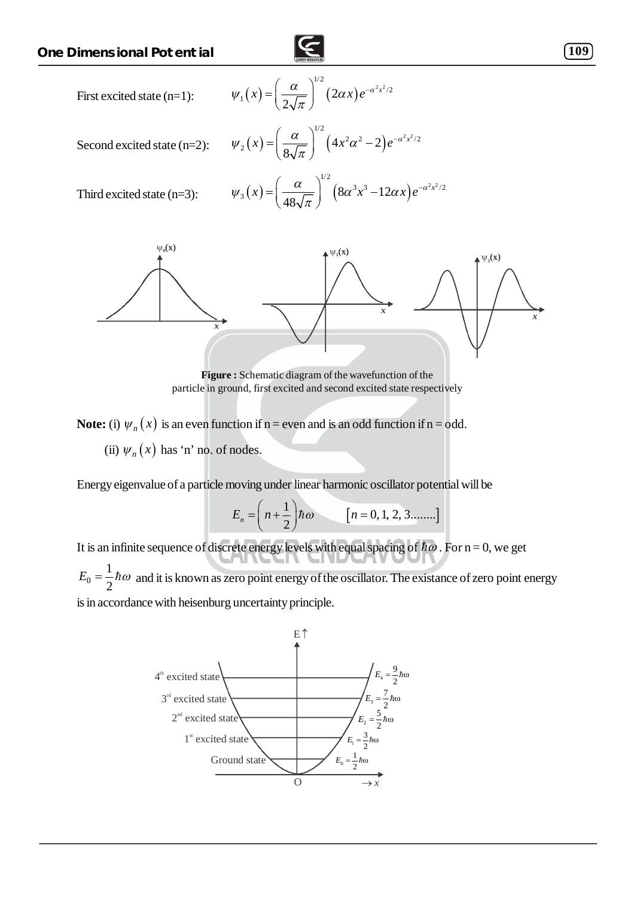First excited state (n=1): $\psi_1(x) = \left(\frac{\alpha}{2\sqrt{\pi}}\right)^{1/2} (2\alpha x) e^{-\alpha^2 x^2/2}$

Second excited state (n=2): $\psi_2(x) = \left(\frac{\alpha}{8\sqrt{\pi}}\right)^{1/2} \left(4x^2\alpha^2 - 2\right) e^{-\alpha^2 x^2/2}$

Third excited state (n=3): $\psi_3(x) = \left(\frac{\alpha}{48\sqrt{\pi}}\right)^{1/2} \left(8\alpha^3 x^3 - 12\alpha x\right) e^{-\alpha^2 x^2/2}$

**Figure :** Schematic diagram of the wavefunction of the particle in ground, first excited and second excited state respectively

**Note:** (i) $\psi_n(x)$ is an even function if n = even and is an odd function if n = odd.

(ii) $\psi_n(x)$ has 'n' no. of nodes.

Energy eigenvalue of a particle moving under linear harmonic oscillator potential will be

$$E_n = \left(n + \frac{1}{2}\right)\hbar\omega \qquad [n = 0, 1, 2, 3........]$$

It is an infinite sequence of discrete energy levels with equal spacing of $\hbar\omega$. For n = 0, we get $E_0 = \frac{1}{2}\hbar\omega$ and it is known as zero point energy of the oscillator. The existance of zero point energy is in accordance with heisenburg uncertainty principle.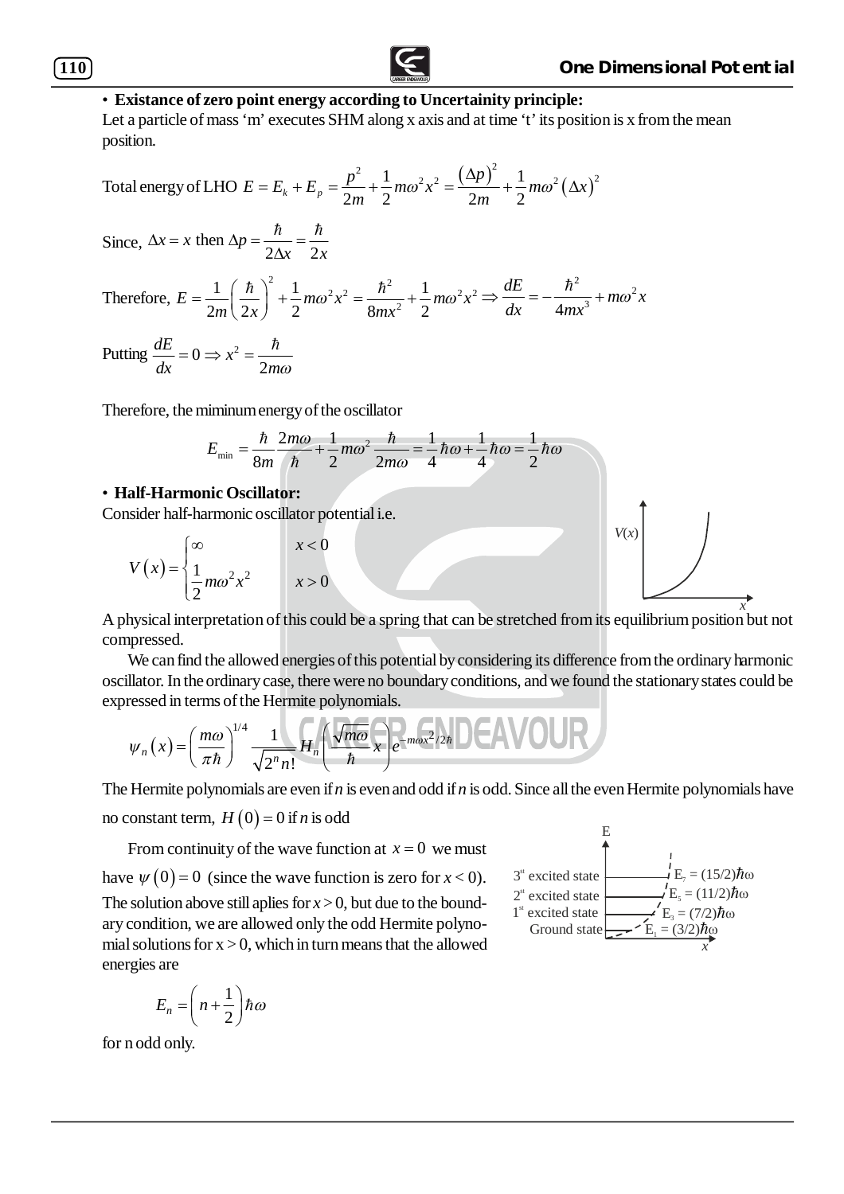- **Existance of zero point energy according to Uncertainity principle:**

Let a particle of mass 'm' executes SHM along x axis and at time 't' its position is x from the mean position.

Total energy of LHO $E = E_k + E_p = \dfrac{p^2}{2m} + \dfrac{1}{2}m\omega^2 x^2 = \dfrac{(\Delta p)^2}{2m} + \dfrac{1}{2}m\omega^2 (\Delta x)^2$

Since, $\Delta x = x$ then $\Delta p = \dfrac{\hbar}{2\Delta x} = \dfrac{\hbar}{2x}$

Therefore, $E = \dfrac{1}{2m}\left(\dfrac{\hbar}{2x}\right)^2 + \dfrac{1}{2}m\omega^2 x^2 = \dfrac{\hbar^2}{8mx^2} + \dfrac{1}{2}m\omega^2 x^2 \Rightarrow \dfrac{dE}{dx} = -\dfrac{\hbar^2}{4mx^3} + m\omega^2 x$

Putting $\dfrac{dE}{dx} = 0 \Rightarrow x^2 = \dfrac{\hbar}{2m\omega}$

Therefore, the miminum energy of the oscillator

$$E_{\min} = \frac{\hbar}{8m}\frac{2m\omega}{\hbar} + \frac{1}{2}m\omega^2 \frac{\hbar}{2m\omega} = \frac{1}{4}\hbar\omega + \frac{1}{4}\hbar\omega = \frac{1}{2}\hbar\omega$$

- **Half-Harmonic Oscillator:**

Consider half-harmonic oscillator potential i.e.

$$V(x) = \begin{cases} \infty & x < 0 \\ \dfrac{1}{2}m\omega^2 x^2 & x > 0 \end{cases}$$

V(x)

x

A physical interpretation of this could be a spring that can be stretched from its equilibrium position but not compressed.

We can find the allowed energies of this potential by considering its difference from the ordinary harmonic oscillator. In the ordinary case, there were no boundary conditions, and we found the stationary states could be expressed in terms of the Hermite polynomials.

$$\psi_n(x) = \left(\frac{m\omega}{\pi\hbar}\right)^{1/4} \frac{1}{\sqrt{2^n n!}} H_n\left(\sqrt{\frac{m\omega}{\hbar}}\, x\right) e^{-m\omega x^2/2\hbar}$$

The Hermite polynomials are even if $n$ is even and odd if $n$ is odd. Since all the even Hermite polynomials have no constant term, $H(0) = 0$ if $n$ is odd

From continuity of the wave function at $x = 0$ we must have $\psi(0) = 0$ (since the wave function is zero for $x < 0$). The solution above still aplies for $x > 0$, but due to the boundary condition, we are allowed only the odd Hermite polynomial solutions for x > 0, which in turn means that the allowed energies are

$$E_n = \left(n + \frac{1}{2}\right)\hbar\omega$$

for n odd only.

E

3rd excited state — $E_7 = (15/2)\hbar\omega$

2nd excited state — $E_5 = (11/2)\hbar\omega$

1st excited state — $E_3 = (7/2)\hbar\omega$

Ground state — $E_1 = (3/2)\hbar\omega$

x